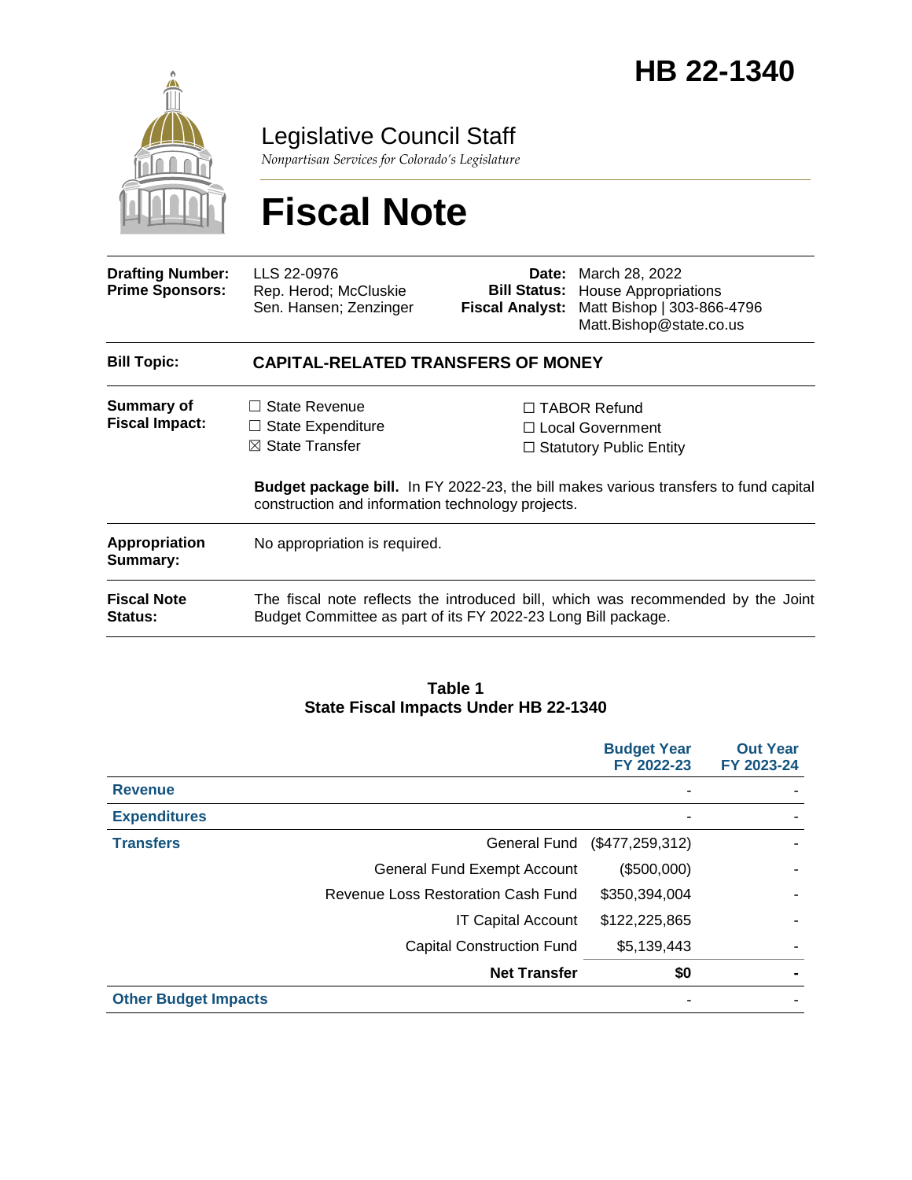# HB 22-1340

Legislative Council Staff

*Nonpartisan Services for Colorado's Legislature*

# Fiscal Note

| | | | |
|---|---|---|---|
| **Drafting Number:** | LLS 22-0976 | **Date:** | March 28, 2022 |
| **Prime Sponsors:** | Rep. Herod; McCluskie<br>Sen. Hansen; Zenzinger | **Bill Status:** | House Appropriations |
| | | **Fiscal Analyst:** | Matt Bishop \| 303-866-4796<br>Matt.Bishop@state.co.us |

| | |
|---|---|
| **Bill Topic:** | **CAPITAL-RELATED TRANSFERS OF MONEY** |
| **Summary of Fiscal Impact:** | ☐ State Revenue<br>☐ State Expenditure<br>☒ State Transfer<br>☐ TABOR Refund<br>☐ Local Government<br>☐ Statutory Public Entity<br><br>**Budget package bill.** In FY 2022-23, the bill makes various transfers to fund capital construction and information technology projects. |
| **Appropriation Summary:** | No appropriation is required. |
| **Fiscal Note Status:** | The fiscal note reflects the introduced bill, which was recommended by the Joint Budget Committee as part of its FY 2022-23 Long Bill package. |

**Table 1**
**State Fiscal Impacts Under HB 22-1340**

| | | Budget Year FY 2022-23 | Out Year FY 2023-24 |
|---|---|---|---|
| **Revenue** | | - | - |
| **Expenditures** | | - | - |
| **Transfers** | General Fund | ($477,259,312) | - |
| | General Fund Exempt Account | ($500,000) | - |
| | Revenue Loss Restoration Cash Fund | $350,394,004 | - |
| | IT Capital Account | $122,225,865 | - |
| | Capital Construction Fund | $5,139,443 | - |
| | **Net Transfer** | **$0** | **-** |
| **Other Budget Impacts** | | - | - |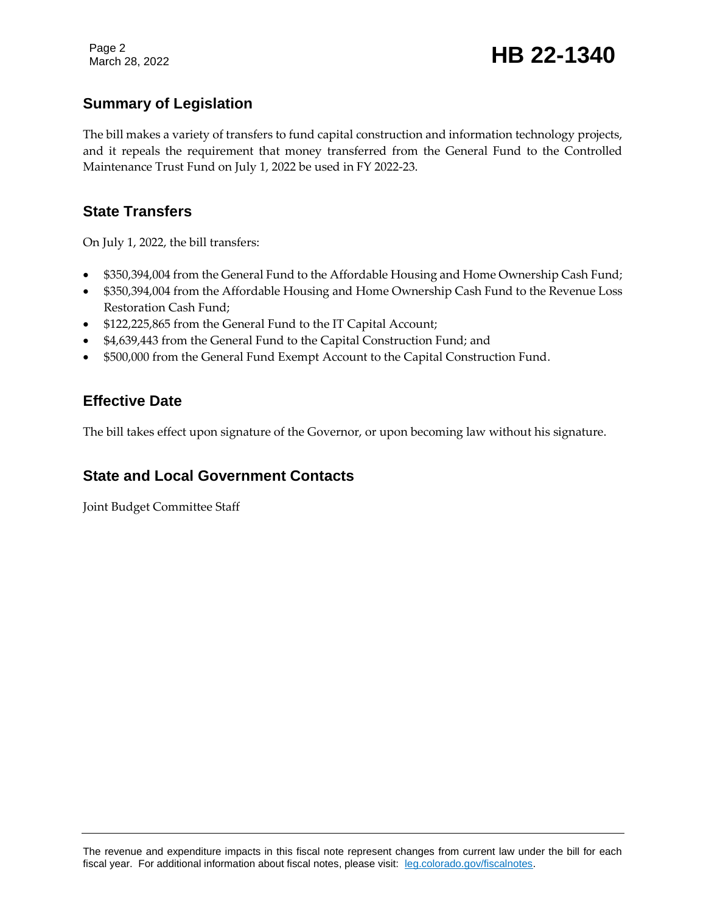## Summary of Legislation

The bill makes a variety of transfers to fund capital construction and information technology projects, and it repeals the requirement that money transferred from the General Fund to the Controlled Maintenance Trust Fund on July 1, 2022 be used in FY 2022-23.

## State Transfers

On July 1, 2022, the bill transfers:

- $350,394,004 from the General Fund to the Affordable Housing and Home Ownership Cash Fund;
- $350,394,004 from the Affordable Housing and Home Ownership Cash Fund to the Revenue Loss Restoration Cash Fund;
- $122,225,865 from the General Fund to the IT Capital Account;
- $4,639,443 from the General Fund to the Capital Construction Fund; and
- $500,000 from the General Fund Exempt Account to the Capital Construction Fund.

## Effective Date

The bill takes effect upon signature of the Governor, or upon becoming law without his signature.

## State and Local Government Contacts

Joint Budget Committee Staff

The revenue and expenditure impacts in this fiscal note represent changes from current law under the bill for each fiscal year. For additional information about fiscal notes, please visit: leg.colorado.gov/fiscalnotes.